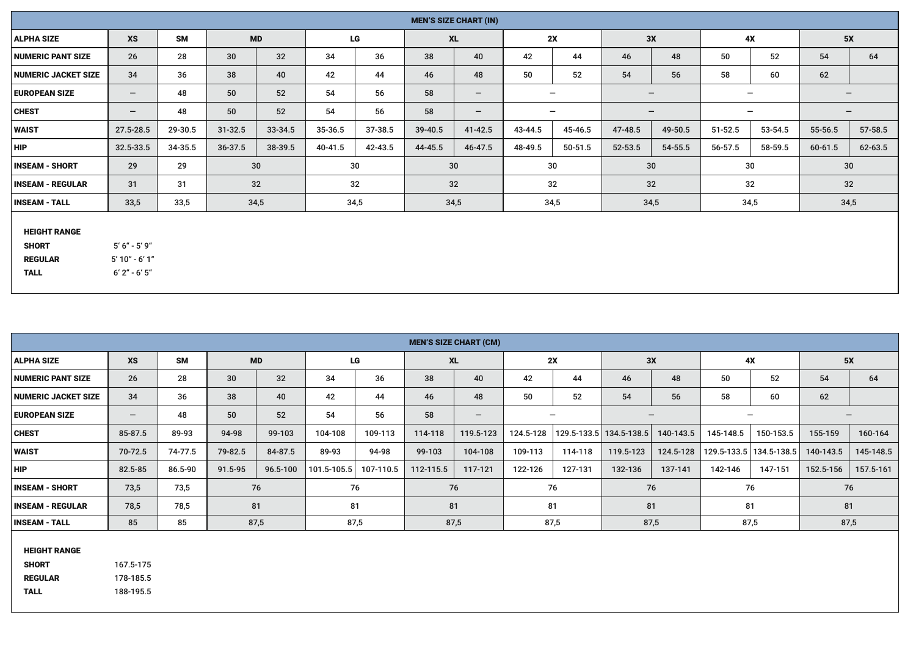## MEN'S SIZE CHART (IN)

| ALPHA SIZE | XS | SM | MD | | LG | | XL | | 2X | | 3X | | 4X | | 5X | |
|---|---|---|---|---|---|---|---|---|---|---|---|---|---|---|---|---|
| NUMERIC PANT SIZE | 26 | 28 | 30 | 32 | 34 | 36 | 38 | 40 | 42 | 44 | 46 | 48 | 50 | 52 | 54 | 64 |
| NUMERIC JACKET SIZE | 34 | 36 | 38 | 40 | 42 | 44 | 46 | 48 | 50 | 52 | 54 | 56 | 58 | 60 | 62 | |
| EUROPEAN SIZE | — | 48 | 50 | 52 | 54 | 56 | 58 | — | — | | — | | — | | — | |
| CHEST | — | 48 | 50 | 52 | 54 | 56 | 58 | — | — | | — | | — | | — | |
| WAIST | 27.5-28.5 | 29-30.5 | 31-32.5 | 33-34.5 | 35-36.5 | 37-38.5 | 39-40.5 | 41-42.5 | 43-44.5 | 45-46.5 | 47-48.5 | 49-50.5 | 51-52.5 | 53-54.5 | 55-56.5 | 57-58.5 |
| HIP | 32.5-33.5 | 34-35.5 | 36-37.5 | 38-39.5 | 40-41.5 | 42-43.5 | 44-45.5 | 46-47.5 | 48-49.5 | 50-51.5 | 52-53.5 | 54-55.5 | 56-57.5 | 58-59.5 | 60-61.5 | 62-63.5 |
| INSEAM - SHORT | 29 | 29 | 30 | | 30 | | 30 | | 30 | | 30 | | 30 | | 30 | |
| INSEAM - REGULAR | 31 | 31 | 32 | | 32 | | 32 | | 32 | | 32 | | 32 | | 32 | |
| INSEAM - TALL | 33,5 | 33,5 | 34,5 | | 34,5 | | 34,5 | | 34,5 | | 34,5 | | 34,5 | | 34,5 | |

**HEIGHT RANGE**

| | |
|---|---|
| **SHORT** | 5′ 6″ - 5′ 9″ |
| **REGULAR** | 5′ 10″ - 6′ 1″ |
| **TALL** | 6′ 2″ - 6′ 5″ |

## MEN'S SIZE CHART (CM)

| ALPHA SIZE | XS | SM | MD | | LG | | XL | | 2X | | 3X | | 4X | | 5X | |
|---|---|---|---|---|---|---|---|---|---|---|---|---|---|---|---|---|
| NUMERIC PANT SIZE | 26 | 28 | 30 | 32 | 34 | 36 | 38 | 40 | 42 | 44 | 46 | 48 | 50 | 52 | 54 | 64 |
| NUMERIC JACKET SIZE | 34 | 36 | 38 | 40 | 42 | 44 | 46 | 48 | 50 | 52 | 54 | 56 | 58 | 60 | 62 | |
| EUROPEAN SIZE | — | 48 | 50 | 52 | 54 | 56 | 58 | — | — | | — | | — | | — | |
| CHEST | 85-87.5 | 89-93 | 94-98 | 99-103 | 104-108 | 109-113 | 114-118 | 119.5-123 | 124.5-128 | 129.5-133.5 | 134.5-138.5 | 140-143.5 | 145-148.5 | 150-153.5 | 155-159 | 160-164 |
| WAIST | 70-72.5 | 74-77.5 | 79-82.5 | 84-87.5 | 89-93 | 94-98 | 99-103 | 104-108 | 109-113 | 114-118 | 119.5-123 | 124.5-128 | 129.5-133.5 | 134.5-138.5 | 140-143.5 | 145-148.5 |
| HIP | 82.5-85 | 86.5-90 | 91.5-95 | 96.5-100 | 101.5-105.5 | 107-110.5 | 112-115.5 | 117-121 | 122-126 | 127-131 | 132-136 | 137-141 | 142-146 | 147-151 | 152.5-156 | 157.5-161 |
| INSEAM - SHORT | 73,5 | 73,5 | 76 | | 76 | | 76 | | 76 | | 76 | | 76 | | 76 | |
| INSEAM - REGULAR | 78,5 | 78,5 | 81 | | 81 | | 81 | | 81 | | 81 | | 81 | | 81 | |
| INSEAM - TALL | 85 | 85 | 87,5 | | 87,5 | | 87,5 | | 87,5 | | 87,5 | | 87,5 | | 87,5 | |

**HEIGHT RANGE**

| | |
|---|---|
| **SHORT** | 167.5-175 |
| **REGULAR** | 178-185.5 |
| **TALL** | 188-195.5 |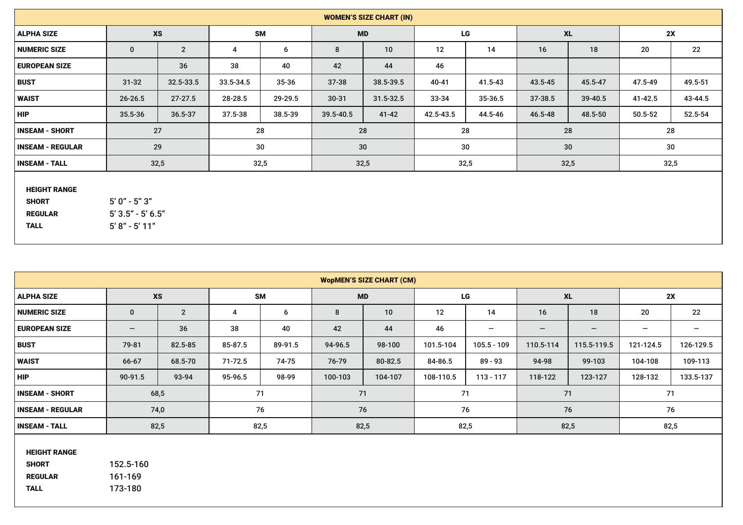## WOMEN'S SIZE CHART (IN)

| ALPHA SIZE | XS | | SM | | MD | | LG | | XL | | 2X | |
|---|---|---|---|---|---|---|---|---|---|---|---|---|
| NUMERIC SIZE | 0 | 2 | 4 | 6 | 8 | 10 | 12 | 14 | 16 | 18 | 20 | 22 |
| EUROPEAN SIZE | | 36 | 38 | 40 | 42 | 44 | 46 | | | | | |
| BUST | 31-32 | 32.5-33.5 | 33.5-34.5 | 35-36 | 37-38 | 38.5-39.5 | 40-41 | 41.5-43 | 43.5-45 | 45.5-47 | 47.5-49 | 49.5-51 |
| WAIST | 26-26.5 | 27-27.5 | 28-28.5 | 29-29.5 | 30-31 | 31.5-32.5 | 33-34 | 35-36.5 | 37-38.5 | 39-40.5 | 41-42.5 | 43-44.5 |
| HIP | 35.5-36 | 36.5-37 | 37.5-38 | 38.5-39 | 39.5-40.5 | 41-42 | 42.5-43.5 | 44.5-46 | 46.5-48 | 48.5-50 | 50.5-52 | 52.5-54 |
| INSEAM - SHORT | 27 | | 28 | | 28 | | 28 | | 28 | | 28 | |
| INSEAM - REGULAR | 29 | | 30 | | 30 | | 30 | | 30 | | 30 | |
| INSEAM - TALL | 32,5 | | 32,5 | | 32,5 | | 32,5 | | 32,5 | | 32,5 | |

**HEIGHT RANGE**

| | |
|---|---|
| **SHORT** | 5' 0" - 5" 3" |
| **REGULAR** | 5' 3.5" - 5' 6.5" |
| **TALL** | 5' 8" - 5' 11" |

## WopMEN'S SIZE CHART (CM)

| ALPHA SIZE | XS | | SM | | MD | | LG | | XL | | 2X | |
|---|---|---|---|---|---|---|---|---|---|---|---|---|
| NUMERIC SIZE | 0 | 2 | 4 | 6 | 8 | 10 | 12 | 14 | 16 | 18 | 20 | 22 |
| EUROPEAN SIZE | — | 36 | 38 | 40 | 42 | 44 | 46 | — | — | — | — | — |
| BUST | 79-81 | 82.5-85 | 85-87.5 | 89-91.5 | 94-96.5 | 98-100 | 101.5-104 | 105.5 - 109 | 110.5-114 | 115.5-119.5 | 121-124.5 | 126-129.5 |
| WAIST | 66-67 | 68.5-70 | 71-72.5 | 74-75 | 76-79 | 80-82.5 | 84-86.5 | 89 - 93 | 94-98 | 99-103 | 104-108 | 109-113 |
| HIP | 90-91.5 | 93-94 | 95-96.5 | 98-99 | 100-103 | 104-107 | 108-110.5 | 113 - 117 | 118-122 | 123-127 | 128-132 | 133.5-137 |
| INSEAM - SHORT | 68,5 | | 71 | | 71 | | 71 | | 71 | | 71 | |
| INSEAM - REGULAR | 74,0 | | 76 | | 76 | | 76 | | 76 | | 76 | |
| INSEAM - TALL | 82,5 | | 82,5 | | 82,5 | | 82,5 | | 82,5 | | 82,5 | |

**HEIGHT RANGE**

| | |
|---|---|
| **SHORT** | 152.5-160 |
| **REGULAR** | 161-169 |
| **TALL** | 173-180 |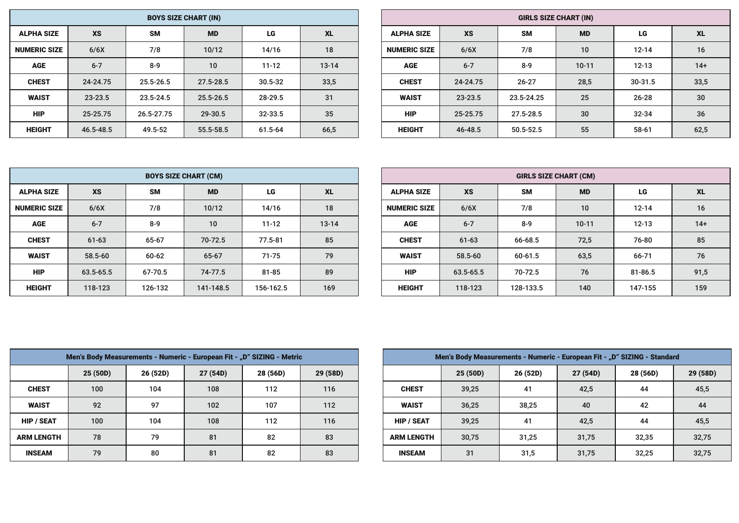| BOYS SIZE CHART (IN) | | | | | |
|---|---|---|---|---|---|
| ALPHA SIZE | XS | SM | MD | LG | XL |
| NUMERIC SIZE | 6/6X | 7/8 | 10/12 | 14/16 | 18 |
| AGE | 6-7 | 8-9 | 10 | 11-12 | 13-14 |
| CHEST | 24-24.75 | 25.5-26.5 | 27.5-28.5 | 30.5-32 | 33,5 |
| WAIST | 23-23.5 | 23.5-24.5 | 25.5-26.5 | 28-29.5 | 31 |
| HIP | 25-25.75 | 26.5-27.75 | 29-30.5 | 32-33.5 | 35 |
| HEIGHT | 46.5-48.5 | 49.5-52 | 55.5-58.5 | 61.5-64 | 66,5 |

| GIRLS SIZE CHART (IN) | | | | | |
|---|---|---|---|---|---|
| ALPHA SIZE | XS | SM | MD | LG | XL |
| NUMERIC SIZE | 6/6X | 7/8 | 10 | 12-14 | 16 |
| AGE | 6-7 | 8-9 | 10-11 | 12-13 | 14+ |
| CHEST | 24-24.75 | 26-27 | 28,5 | 30-31.5 | 33,5 |
| WAIST | 23-23.5 | 23.5-24.25 | 25 | 26-28 | 30 |
| HIP | 25-25.75 | 27.5-28.5 | 30 | 32-34 | 36 |
| HEIGHT | 46-48.5 | 50.5-52.5 | 55 | 58-61 | 62,5 |

| BOYS SIZE CHART (CM) | | | | | |
|---|---|---|---|---|---|
| ALPHA SIZE | XS | SM | MD | LG | XL |
| NUMERIC SIZE | 6/6X | 7/8 | 10/12 | 14/16 | 18 |
| AGE | 6-7 | 8-9 | 10 | 11-12 | 13-14 |
| CHEST | 61-63 | 65-67 | 70-72.5 | 77.5-81 | 85 |
| WAIST | 58.5-60 | 60-62 | 65-67 | 71-75 | 79 |
| HIP | 63.5-65.5 | 67-70.5 | 74-77.5 | 81-85 | 89 |
| HEIGHT | 118-123 | 126-132 | 141-148.5 | 156-162.5 | 169 |

| GIRLS SIZE CHART (CM) | | | | | |
|---|---|---|---|---|---|
| ALPHA SIZE | XS | SM | MD | LG | XL |
| NUMERIC SIZE | 6/6X | 7/8 | 10 | 12-14 | 16 |
| AGE | 6-7 | 8-9 | 10-11 | 12-13 | 14+ |
| CHEST | 61-63 | 66-68.5 | 72,5 | 76-80 | 85 |
| WAIST | 58.5-60 | 60-61.5 | 63,5 | 66-71 | 76 |
| HIP | 63.5-65.5 | 70-72.5 | 76 | 81-86.5 | 91,5 |
| HEIGHT | 118-123 | 128-133.5 | 140 | 147-155 | 159 |

| Men's Body Measurements - Numeric - European Fit - „D" SIZING - Metric | | | | | |
|---|---|---|---|---|---|
| | 25 (50D) | 26 (52D) | 27 (54D) | 28 (56D) | 29 (58D) |
| CHEST | 100 | 104 | 108 | 112 | 116 |
| WAIST | 92 | 97 | 102 | 107 | 112 |
| HIP / SEAT | 100 | 104 | 108 | 112 | 116 |
| ARM LENGTH | 78 | 79 | 81 | 82 | 83 |
| INSEAM | 79 | 80 | 81 | 82 | 83 |

| Men's Body Measurements - Numeric - European Fit - „D" SIZING - Standard | | | | | |
|---|---|---|---|---|---|
| | 25 (50D) | 26 (52D) | 27 (54D) | 28 (56D) | 29 (58D) |
| CHEST | 39,25 | 41 | 42,5 | 44 | 45,5 |
| WAIST | 36,25 | 38,25 | 40 | 42 | 44 |
| HIP / SEAT | 39,25 | 41 | 42,5 | 44 | 45,5 |
| ARM LENGTH | 30,75 | 31,25 | 31,75 | 32,35 | 32,75 |
| INSEAM | 31 | 31,5 | 31,75 | 32,25 | 32,75 |